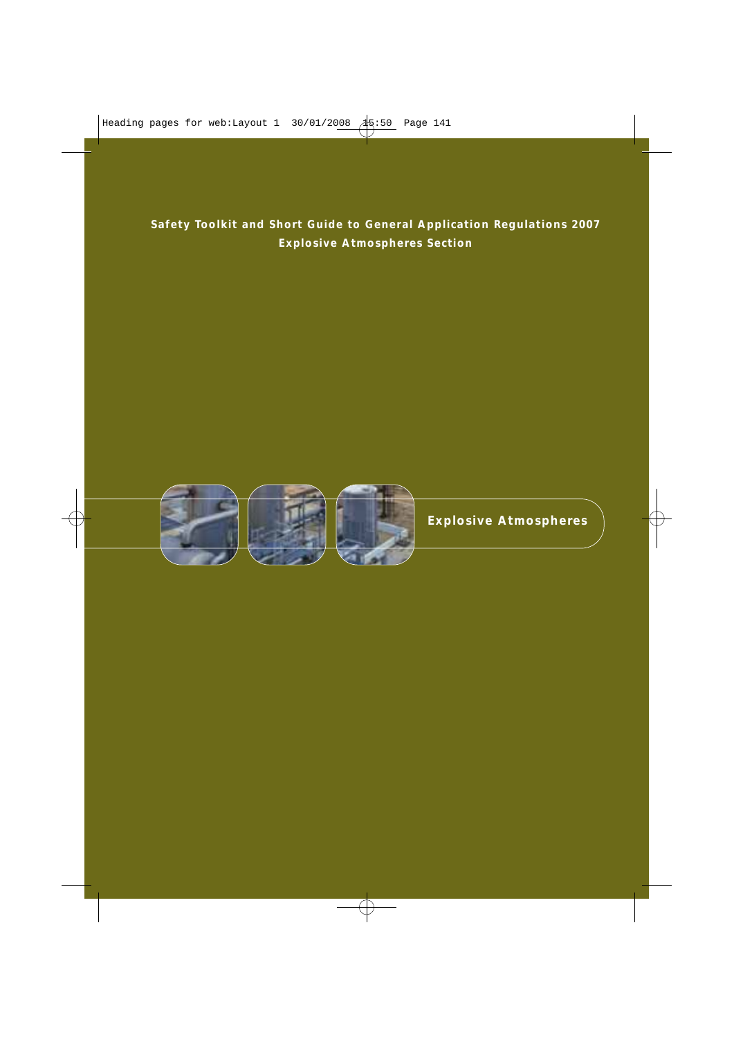**Safety Toolkit and Short Guide to General Application Regulations 2007**
**Explosive Atmospheres Section**

# Explosive Atmospheres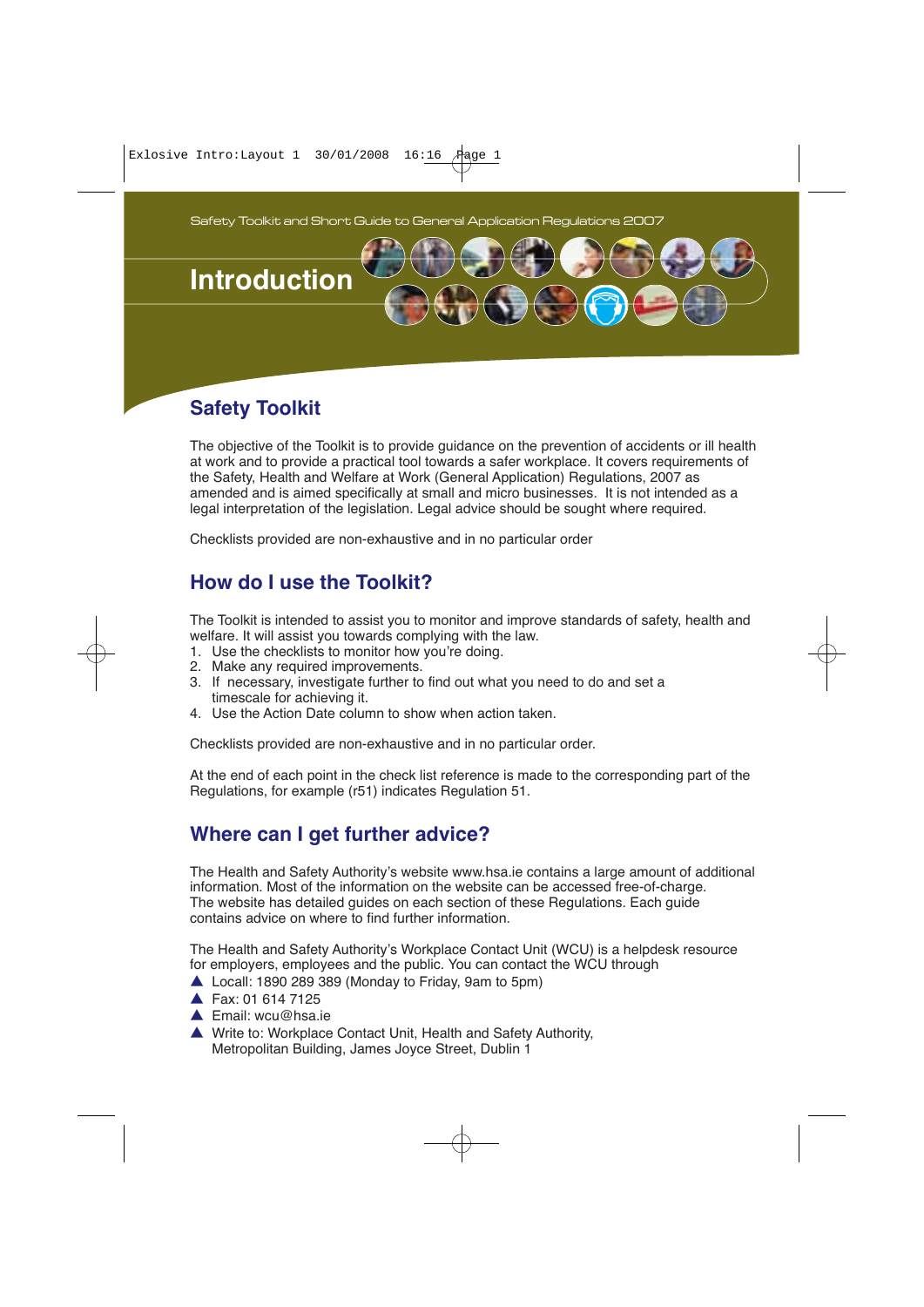Safety Toolkit and Short Guide to General Application Regulations 2007

# Introduction

## Safety Toolkit

The objective of the Toolkit is to provide guidance on the prevention of accidents or ill health at work and to provide a practical tool towards a safer workplace. It covers requirements of the Safety, Health and Welfare at Work (General Application) Regulations, 2007 as amended and is aimed specifically at small and micro businesses. It is not intended as a legal interpretation of the legislation. Legal advice should be sought where required.

Checklists provided are non-exhaustive and in no particular order

## How do I use the Toolkit?

The Toolkit is intended to assist you to monitor and improve standards of safety, health and welfare. It will assist you towards complying with the law.

1. Use the checklists to monitor how you're doing.
2. Make any required improvements.
3. If necessary, investigate further to find out what you need to do and set a timescale for achieving it.
4. Use the Action Date column to show when action taken.

Checklists provided are non-exhaustive and in no particular order.

At the end of each point in the check list reference is made to the corresponding part of the Regulations, for example (r51) indicates Regulation 51.

## Where can I get further advice?

The Health and Safety Authority's website www.hsa.ie contains a large amount of additional information. Most of the information on the website can be accessed free-of-charge. The website has detailed guides on each section of these Regulations. Each guide contains advice on where to find further information.

The Health and Safety Authority's Workplace Contact Unit (WCU) is a helpdesk resource for employers, employees and the public. You can contact the WCU through

- Locall: 1890 289 389 (Monday to Friday, 9am to 5pm)
- Fax: 01 614 7125
- Email: wcu@hsa.ie
- Write to: Workplace Contact Unit, Health and Safety Authority, Metropolitan Building, James Joyce Street, Dublin 1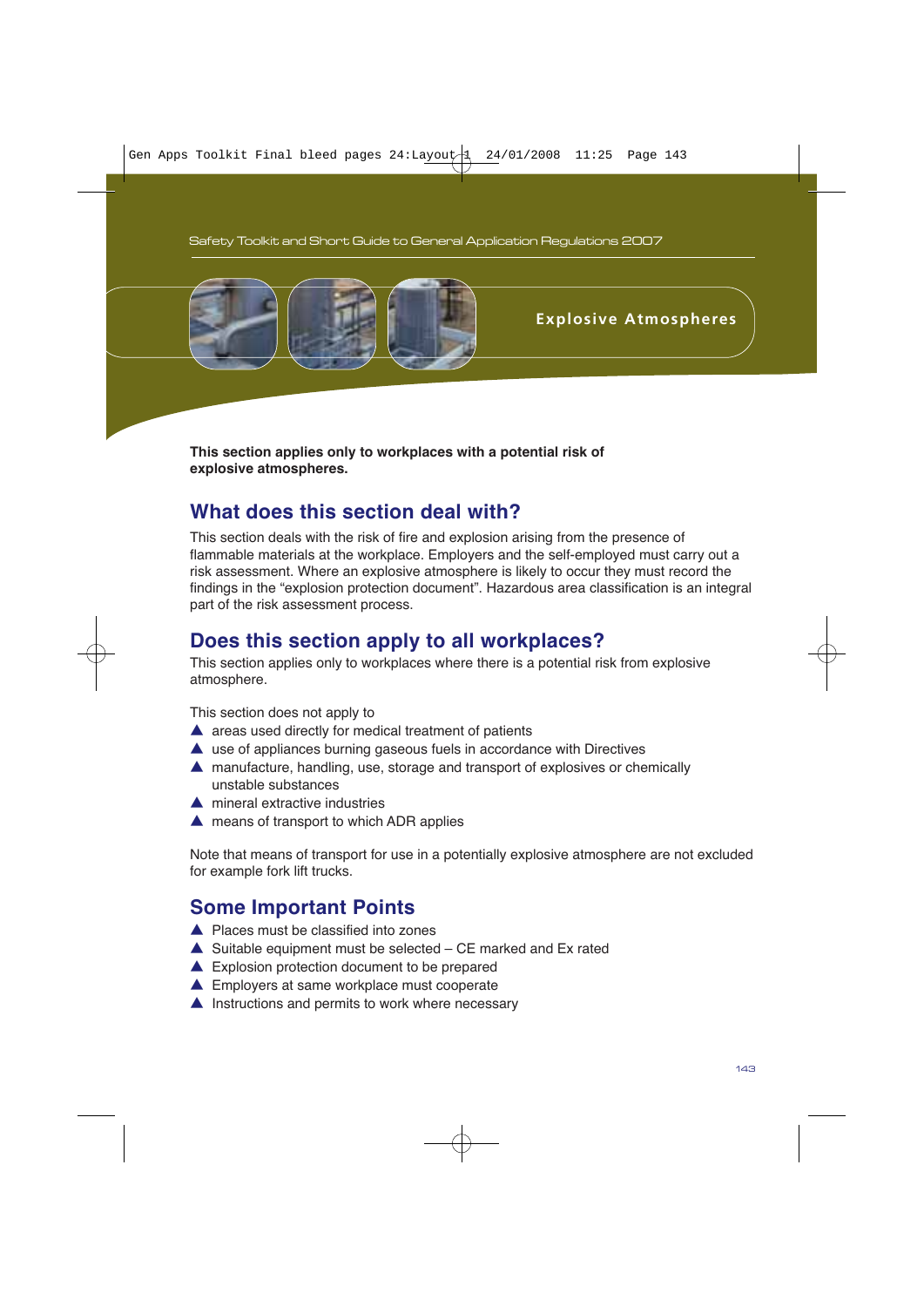# Explosive Atmospheres

**This section applies only to workplaces with a potential risk of explosive atmospheres.**

## What does this section deal with?

This section deals with the risk of fire and explosion arising from the presence of flammable materials at the workplace. Employers and the self-employed must carry out a risk assessment. Where an explosive atmosphere is likely to occur they must record the findings in the "explosion protection document". Hazardous area classification is an integral part of the risk assessment process.

## Does this section apply to all workplaces?

This section applies only to workplaces where there is a potential risk from explosive atmosphere.

This section does not apply to

- areas used directly for medical treatment of patients
- use of appliances burning gaseous fuels in accordance with Directives
- manufacture, handling, use, storage and transport of explosives or chemically unstable substances
- mineral extractive industries
- means of transport to which ADR applies

Note that means of transport for use in a potentially explosive atmosphere are not excluded for example fork lift trucks.

## Some Important Points

- Places must be classified into zones
- Suitable equipment must be selected – CE marked and Ex rated
- Explosion protection document to be prepared
- Employers at same workplace must cooperate
- Instructions and permits to work where necessary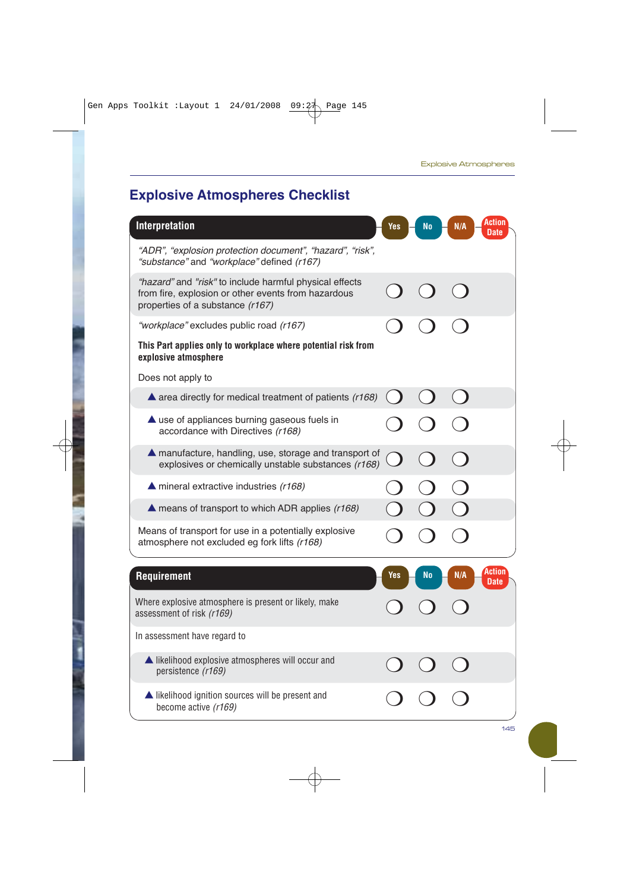## Explosive Atmospheres Checklist

| Interpretation | Yes | No | N/A | Action Date |
|---|---|---|---|---|
| *"ADR", "explosion protection document", "hazard", "risk", "substance"* and *"workplace"* defined *(r167)* | | | | |
| *"hazard"* and *"risk"* to include harmful physical effects from fire, explosion or other events from hazardous properties of a substance *(r167)* | ❍ | ❍ | ❍ | |
| *"workplace"* excludes public road *(r167)* | ❍ | ❍ | ❍ | |
| **This Part applies only to workplace where potential risk from explosive atmosphere** | | | | |
| Does not apply to | | | | |
| ▲ area directly for medical treatment of patients *(r168)* | ❍ | ❍ | ❍ | |
| ▲ use of appliances burning gaseous fuels in accordance with Directives *(r168)* | ❍ | ❍ | ❍ | |
| ▲ manufacture, handling, use, storage and transport of explosives or chemically unstable substances *(r168)* | ❍ | ❍ | ❍ | |
| ▲ mineral extractive industries *(r168)* | ❍ | ❍ | ❍ | |
| ▲ means of transport to which ADR applies *(r168)* | ❍ | ❍ | ❍ | |
| Means of transport for use in a potentially explosive atmosphere not excluded eg fork lifts *(r168)* | ❍ | ❍ | ❍ | |

| Requirement | Yes | No | N/A | Action Date |
|---|---|---|---|---|
| Where explosive atmosphere is present or likely, make assessment of risk *(r169)* | ❍ | ❍ | ❍ | |
| In assessment have regard to | | | | |
| ▲ likelihood explosive atmospheres will occur and persistence *(r169)* | ❍ | ❍ | ❍ | |
| ▲ likelihood ignition sources will be present and become active *(r169)* | ❍ | ❍ | ❍ | |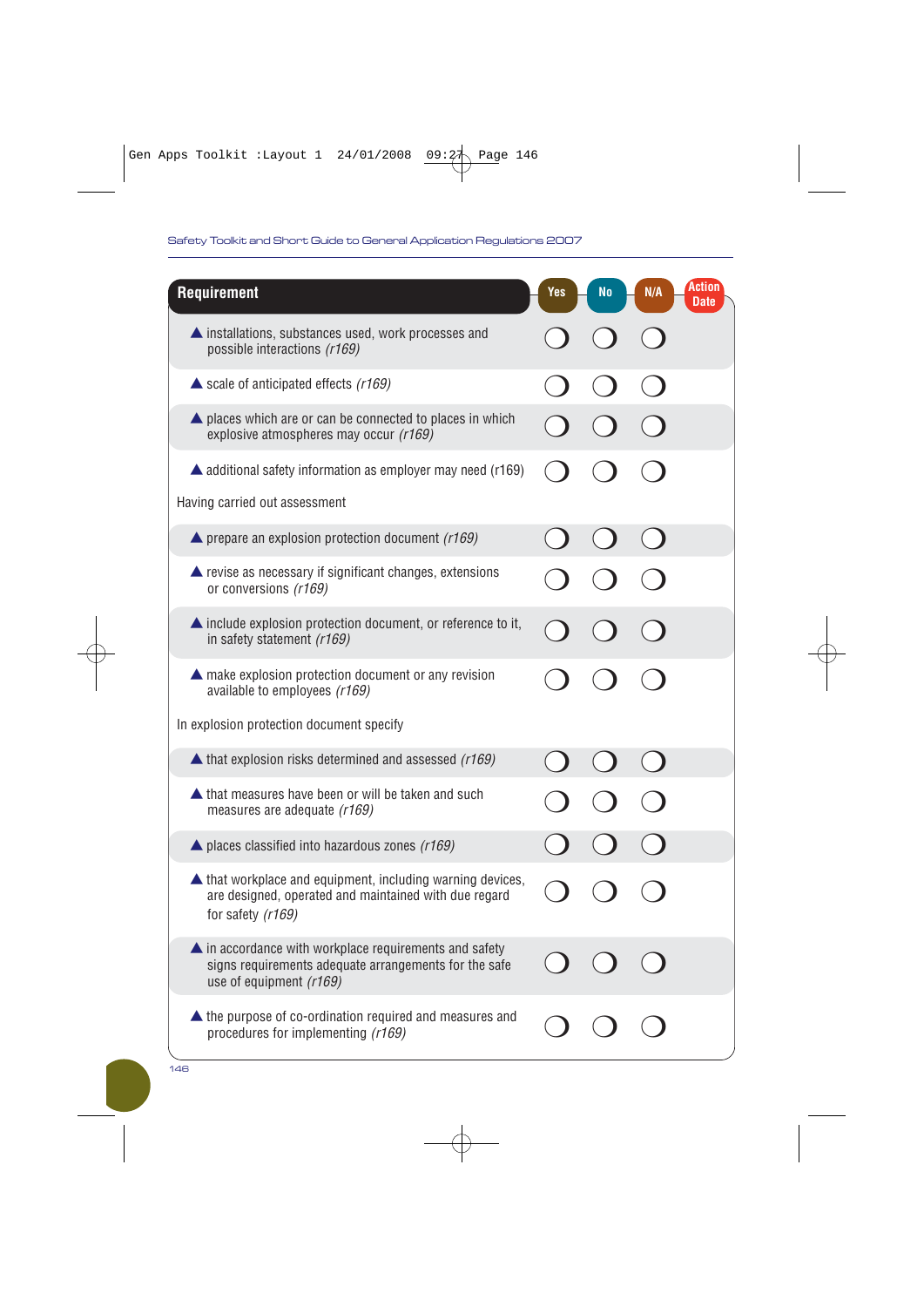| Requirement | Yes | No | N/A | Action Date |
|---|---|---|---|---|
| ▲ installations, substances used, work processes and possible interactions *(r169)* | ❍ | ❍ | ❍ | |
| ▲ scale of anticipated effects *(r169)* | ❍ | ❍ | ❍ | |
| ▲ places which are or can be connected to places in which explosive atmospheres may occur *(r169)* | ❍ | ❍ | ❍ | |
| ▲ additional safety information as employer may need (r169) | ❍ | ❍ | ❍ | |
| Having carried out assessment | | | | |
| ▲ prepare an explosion protection document *(r169)* | ❍ | ❍ | ❍ | |
| ▲ revise as necessary if significant changes, extensions or conversions *(r169)* | ❍ | ❍ | ❍ | |
| ▲ include explosion protection document, or reference to it, in safety statement *(r169)* | ❍ | ❍ | ❍ | |
| ▲ make explosion protection document or any revision available to employees *(r169)* | ❍ | ❍ | ❍ | |
| In explosion protection document specify | | | | |
| ▲ that explosion risks determined and assessed *(r169)* | ❍ | ❍ | ❍ | |
| ▲ that measures have been or will be taken and such measures are adequate *(r169)* | ❍ | ❍ | ❍ | |
| ▲ places classified into hazardous zones *(r169)* | ❍ | ❍ | ❍ | |
| ▲ that workplace and equipment, including warning devices, are designed, operated and maintained with due regard for safety *(r169)* | ❍ | ❍ | ❍ | |
| ▲ in accordance with workplace requirements and safety signs requirements adequate arrangements for the safe use of equipment *(r169)* | ❍ | ❍ | ❍ | |
| ▲ the purpose of co-ordination required and measures and procedures for implementing *(r169)* | ❍ | ❍ | ❍ | |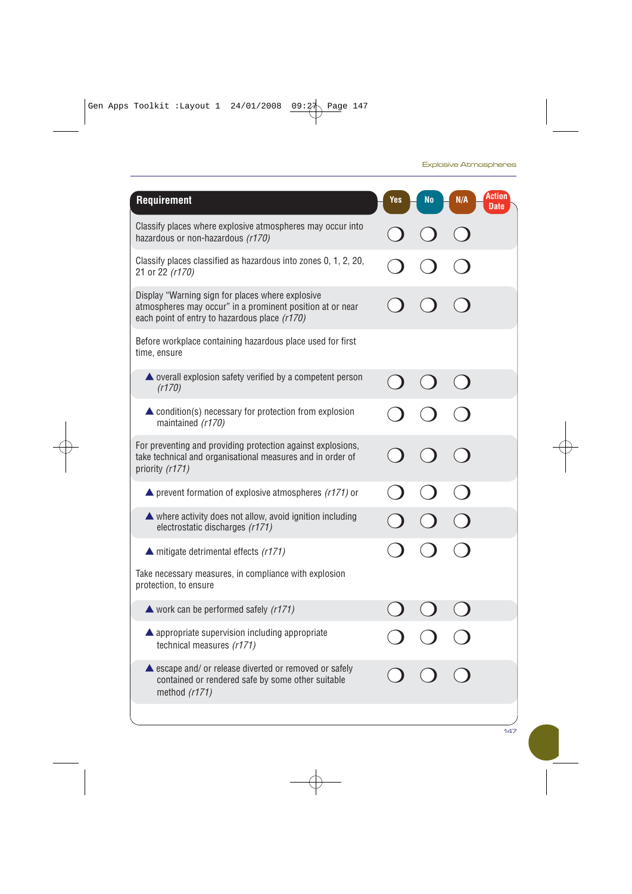| Requirement | Yes | No | N/A | Action Date |
|---|---|---|---|---|
| Classify places where explosive atmospheres may occur into hazardous or non-hazardous *(r170)* | ❍ | ❍ | ❍ | |
| Classify places classified as hazardous into zones 0, 1, 2, 20, 21 or 22 *(r170)* | ❍ | ❍ | ❍ | |
| Display "Warning sign for places where explosive atmospheres may occur" in a prominent position at or near each point of entry to hazardous place *(r170)* | ❍ | ❍ | ❍ | |
| Before workplace containing hazardous place used for first time, ensure | | | | |
| ▲ overall explosion safety verified by a competent person *(r170)* | ❍ | ❍ | ❍ | |
| ▲ condition(s) necessary for protection from explosion maintained *(r170)* | ❍ | ❍ | ❍ | |
| For preventing and providing protection against explosions, take technical and organisational measures and in order of priority *(r171)* | ❍ | ❍ | ❍ | |
| ▲ prevent formation of explosive atmospheres *(r171)* or | ❍ | ❍ | ❍ | |
| ▲ where activity does not allow, avoid ignition including electrostatic discharges *(r171)* | ❍ | ❍ | ❍ | |
| ▲ mitigate detrimental effects *(r171)* | ❍ | ❍ | ❍ | |
| Take necessary measures, in compliance with explosion protection, to ensure | | | | |
| ▲ work can be performed safely *(r171)* | ❍ | ❍ | ❍ | |
| ▲ appropriate supervision including appropriate technical measures *(r171)* | ❍ | ❍ | ❍ | |
| ▲ escape and/ or release diverted or removed or safely contained or rendered safe by some other suitable method *(r171)* | ❍ | ❍ | ❍ | |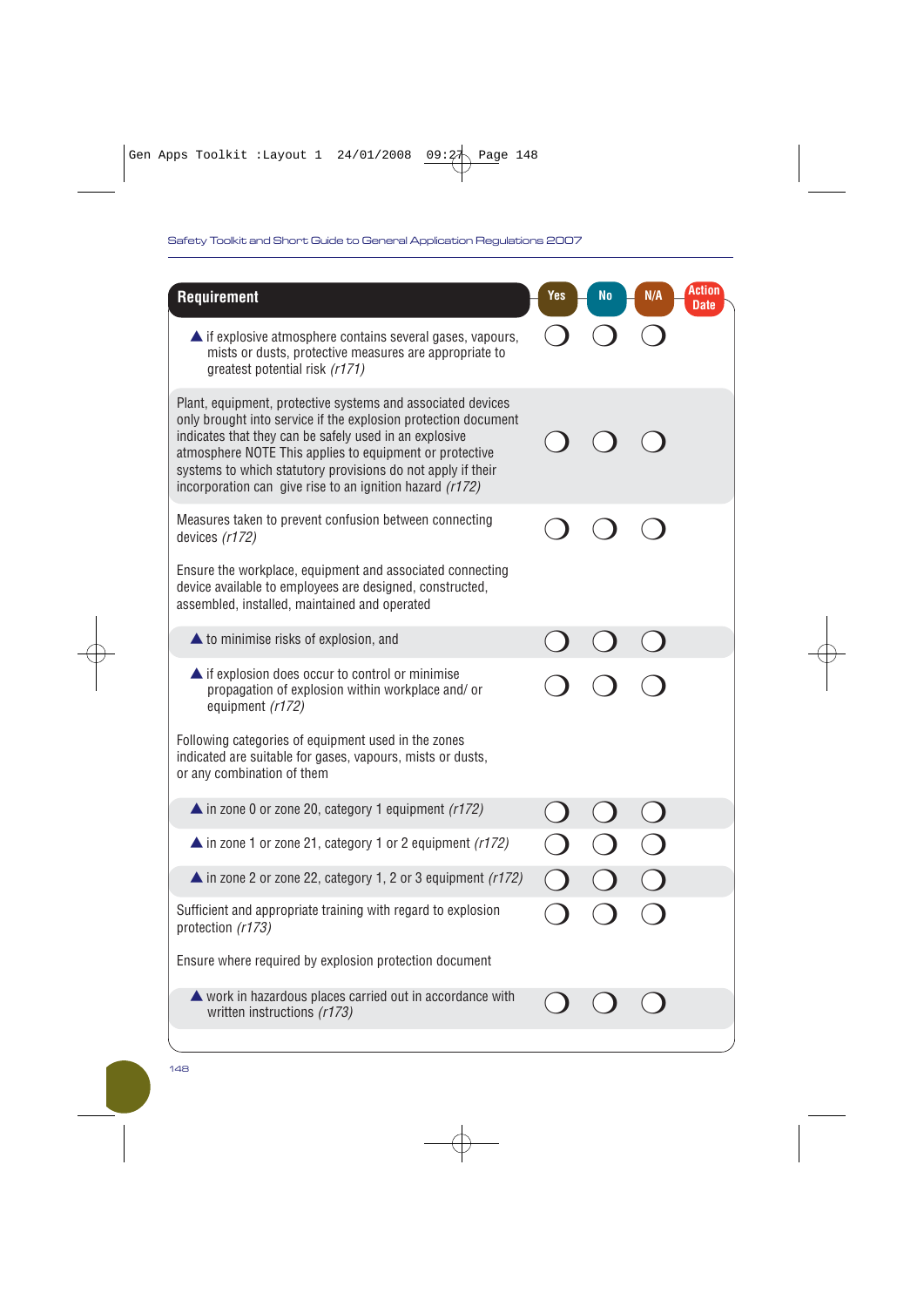| Requirement | Yes | No | N/A | Action Date |
|---|---|---|---|---|
| ▲ if explosive atmosphere contains several gases, vapours, mists or dusts, protective measures are appropriate to greatest potential risk *(r171)* | ❍ | ❍ | ❍ | |
| Plant, equipment, protective systems and associated devices only brought into service if the explosion protection document indicates that they can be safely used in an explosive atmosphere NOTE This applies to equipment or protective systems to which statutory provisions do not apply if their incorporation can give rise to an ignition hazard *(r172)* | ❍ | ❍ | ❍ | |
| Measures taken to prevent confusion between connecting devices *(r172)* | ❍ | ❍ | ❍ | |
| Ensure the workplace, equipment and associated connecting device available to employees are designed, constructed, assembled, installed, maintained and operated | | | | |
| ▲ to minimise risks of explosion, and | ❍ | ❍ | ❍ | |
| ▲ if explosion does occur to control or minimise propagation of explosion within workplace and/ or equipment *(r172)* | ❍ | ❍ | ❍ | |
| Following categories of equipment used in the zones indicated are suitable for gases, vapours, mists or dusts, or any combination of them | | | | |
| ▲ in zone 0 or zone 20, category 1 equipment *(r172)* | ❍ | ❍ | ❍ | |
| ▲ in zone 1 or zone 21, category 1 or 2 equipment *(r172)* | ❍ | ❍ | ❍ | |
| ▲ in zone 2 or zone 22, category 1, 2 or 3 equipment *(r172)* | ❍ | ❍ | ❍ | |
| Sufficient and appropriate training with regard to explosion protection *(r173)* | ❍ | ❍ | ❍ | |
| Ensure where required by explosion protection document | | | | |
| ▲ work in hazardous places carried out in accordance with written instructions *(r173)* | ❍ | ❍ | ❍ | |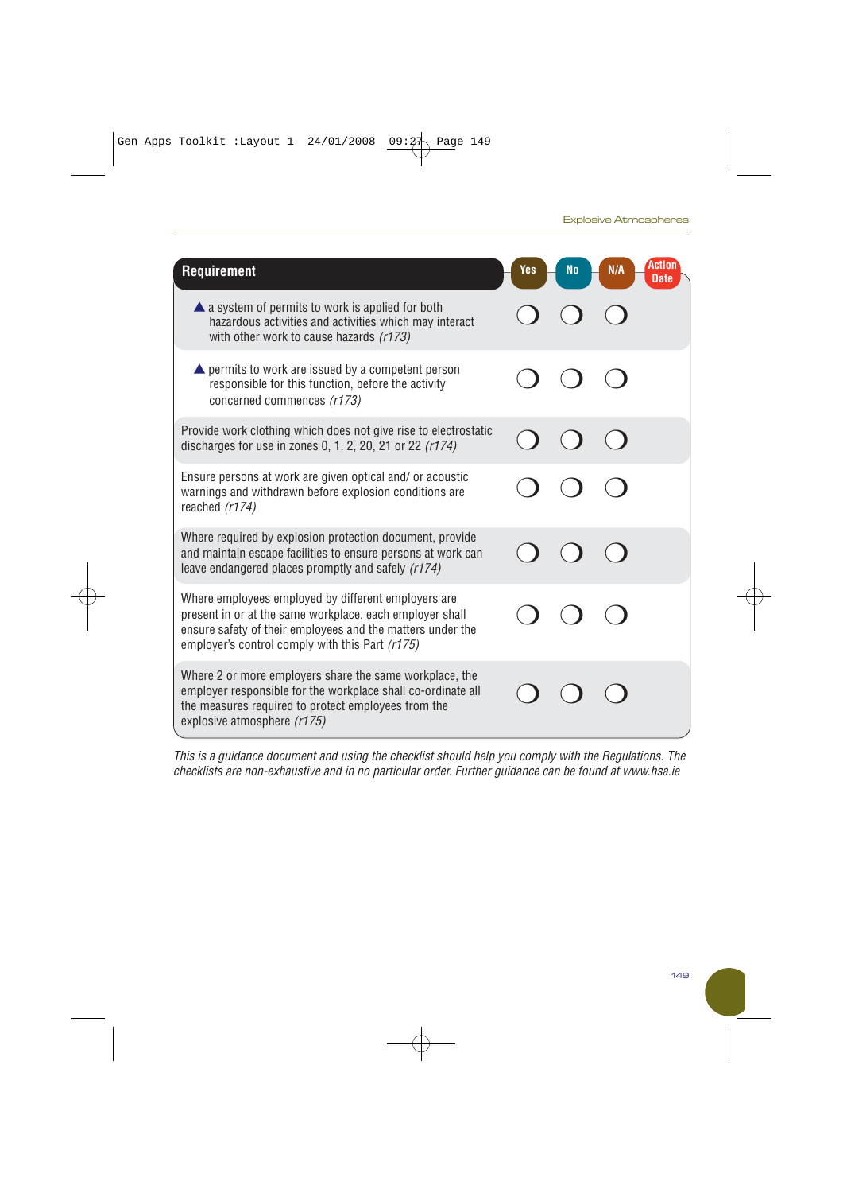| Requirement | Yes | No | N/A | Action Date |
|---|---|---|---|---|
| ▲ a system of permits to work is applied for both hazardous activities and activities which may interact with other work to cause hazards *(r173)* | ❍ | ❍ | ❍ | |
| ▲ permits to work are issued by a competent person responsible for this function, before the activity concerned commences *(r173)* | ❍ | ❍ | ❍ | |
| Provide work clothing which does not give rise to electrostatic discharges for use in zones 0, 1, 2, 20, 21 or 22 *(r174)* | ❍ | ❍ | ❍ | |
| Ensure persons at work are given optical and/ or acoustic warnings and withdrawn before explosion conditions are reached *(r174)* | ❍ | ❍ | ❍ | |
| Where required by explosion protection document, provide and maintain escape facilities to ensure persons at work can leave endangered places promptly and safely *(r174)* | ❍ | ❍ | ❍ | |
| Where employees employed by different employers are present in or at the same workplace, each employer shall ensure safety of their employees and the matters under the employer's control comply with this Part *(r175)* | ❍ | ❍ | ❍ | |
| Where 2 or more employers share the same workplace, the employer responsible for the workplace shall co-ordinate all the measures required to protect employees from the explosive atmosphere *(r175)* | ❍ | ❍ | ❍ | |

*This is a guidance document and using the checklist should help you comply with the Regulations. The checklists are non-exhaustive and in no particular order. Further guidance can be found at www.hsa.ie*